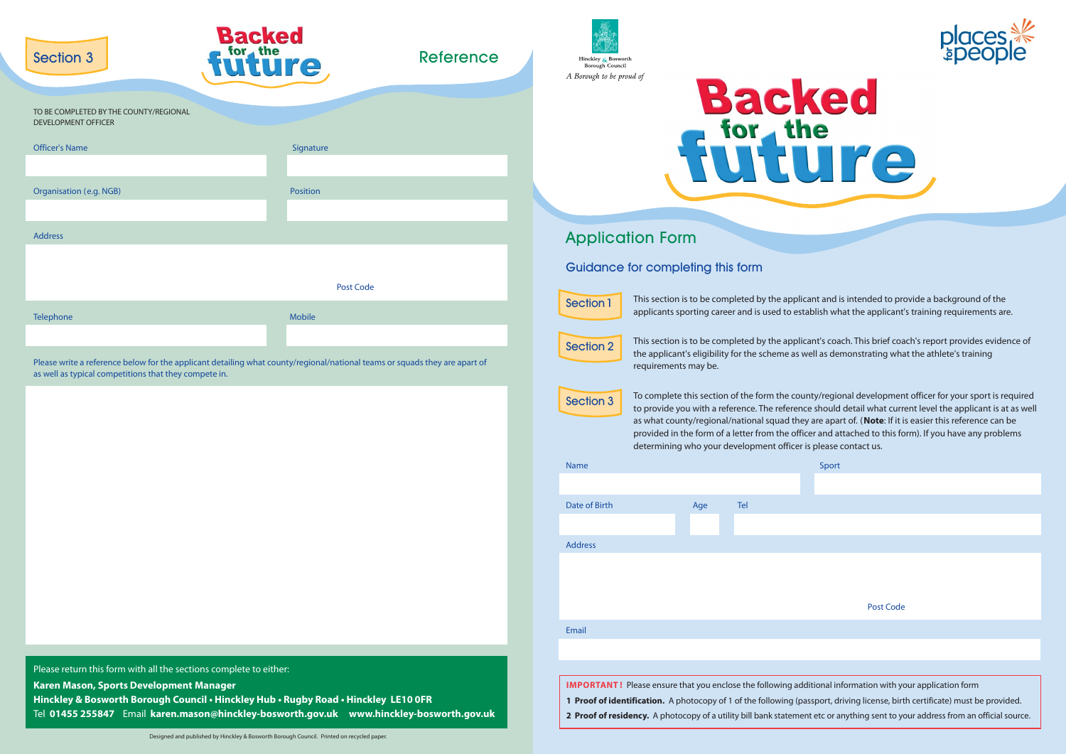## Section 3

**Backed for the future**

## Reference

TO BE COMPLETED BY THE COUNTY/REGIONAL DEVELOPMENT OFFICER

Officer's Name

Signature

Organisation (e.g. NGB)

Position

Address

Post Code

Telephone

Mobile

Please write a reference below for the applicant detailing what county/regional/national teams or squads they are apart of as well as typical competitions that they compete in.

Please return this form with all the sections complete to either:

**Karen Mason, Sports Development Manager**
**Hinckley & Bosworth Borough Council • Hinckley Hub • Rugby Road • Hinckley LE10 0FR**
Tel **01455 255847** Email **karen.mason@hinckley-bosworth.gov.uk** **www.hinckley-bosworth.gov.uk**

Designed and published by Hinckley & Bosworth Borough Council. Printed on recycled paper.

Hinckley & Bosworth Borough Council
*A Borough to be proud of*

places for people

# Backed for the future

## Application Form

### Guidance for completing this form

**Section 1** This section is to be completed by the applicant and is intended to provide a background of the applicants sporting career and is used to establish what the applicant's training requirements are.

**Section 2** This section is to be completed by the applicant's coach. This brief coach's report provides evidence of the applicant's eligibility for the scheme as well as demonstrating what the athlete's training requirements may be.

**Section 3** To complete this section of the form the county/regional development officer for your sport is required to provide you with a reference. The reference should detail what current level the applicant is at as well as what county/regional/national squad they are apart of. (**Note**: If it is easier this reference can be provided in the form of a letter from the officer and attached to this form). If you have any problems determining who your development officer is please contact us.

Name

Sport

Date of Birth

Age

Tel

Address

Post Code

Email

**IMPORTANT!** Please ensure that you enclose the following additional information with your application form

1. **Proof of identification.** A photocopy of 1 of the following (passport, driving license, birth certificate) must be provided.
2. **Proof of residency.** A photocopy of a utility bill bank statement etc or anything sent to your address from an official source.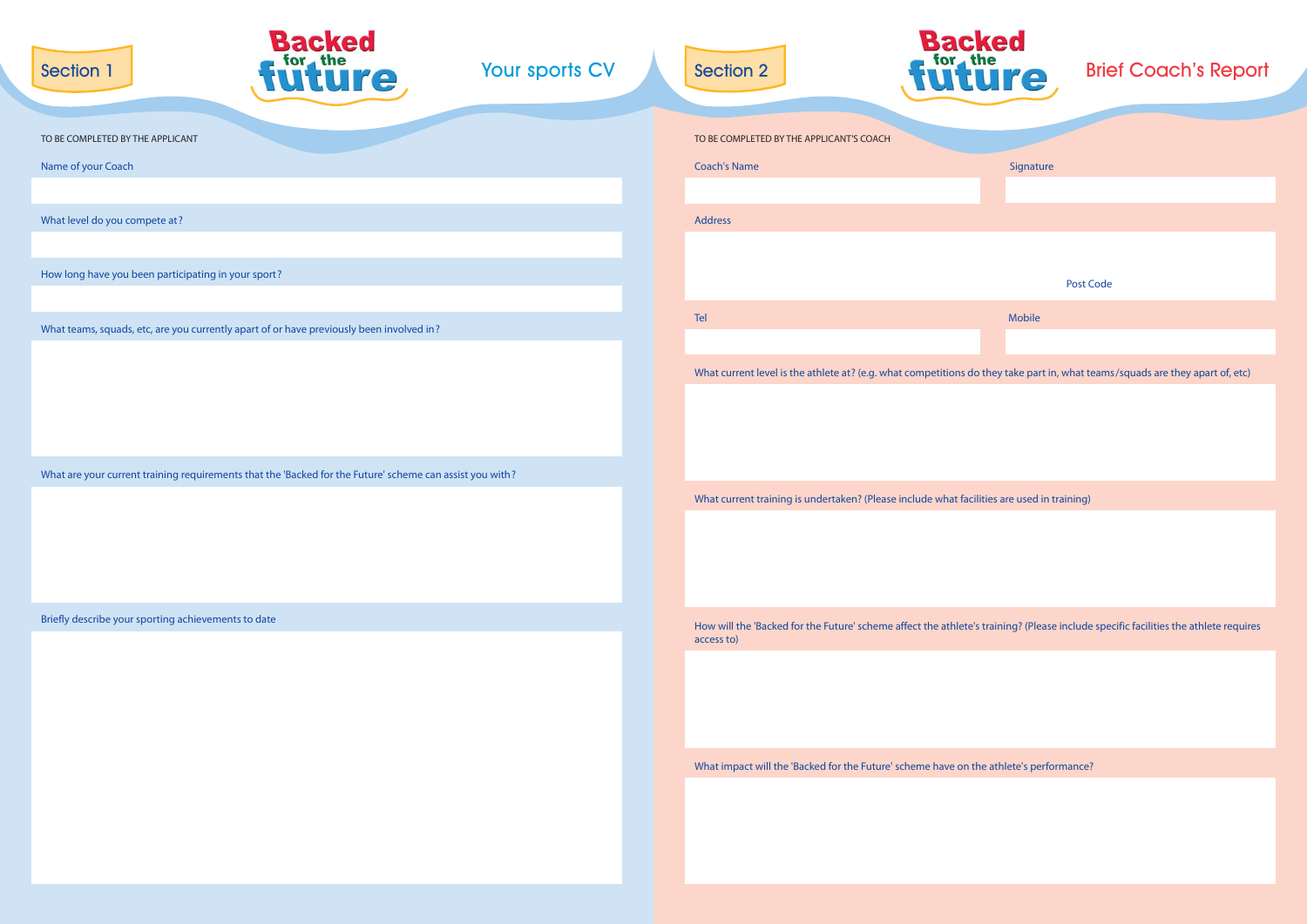## Section 1

# Backed for the future

## Your sports CV

TO BE COMPLETED BY THE APPLICANT

Name of your Coach

What level do you compete at?

How long have you been participating in your sport?

What teams, squads, etc, are you currently apart of or have previously been involved in?

What are your current training requirements that the 'Backed for the Future' scheme can assist you with?

Briefly describe your sporting achievements to date

## Section 2

# Backed for the future

## Brief Coach's Report

TO BE COMPLETED BY THE APPLICANT'S COACH

Coach's Name

Signature

Address

Post Code

Tel

Mobile

What current level is the athlete at? (e.g. what competitions do they take part in, what teams/squads are they apart of, etc)

What current training is undertaken? (Please include what facilities are used in training)

How will the 'Backed for the Future' scheme affect the athlete's training? (Please include specific facilities the athlete requires access to)

What impact will the 'Backed for the Future' scheme have on the athlete's performance?